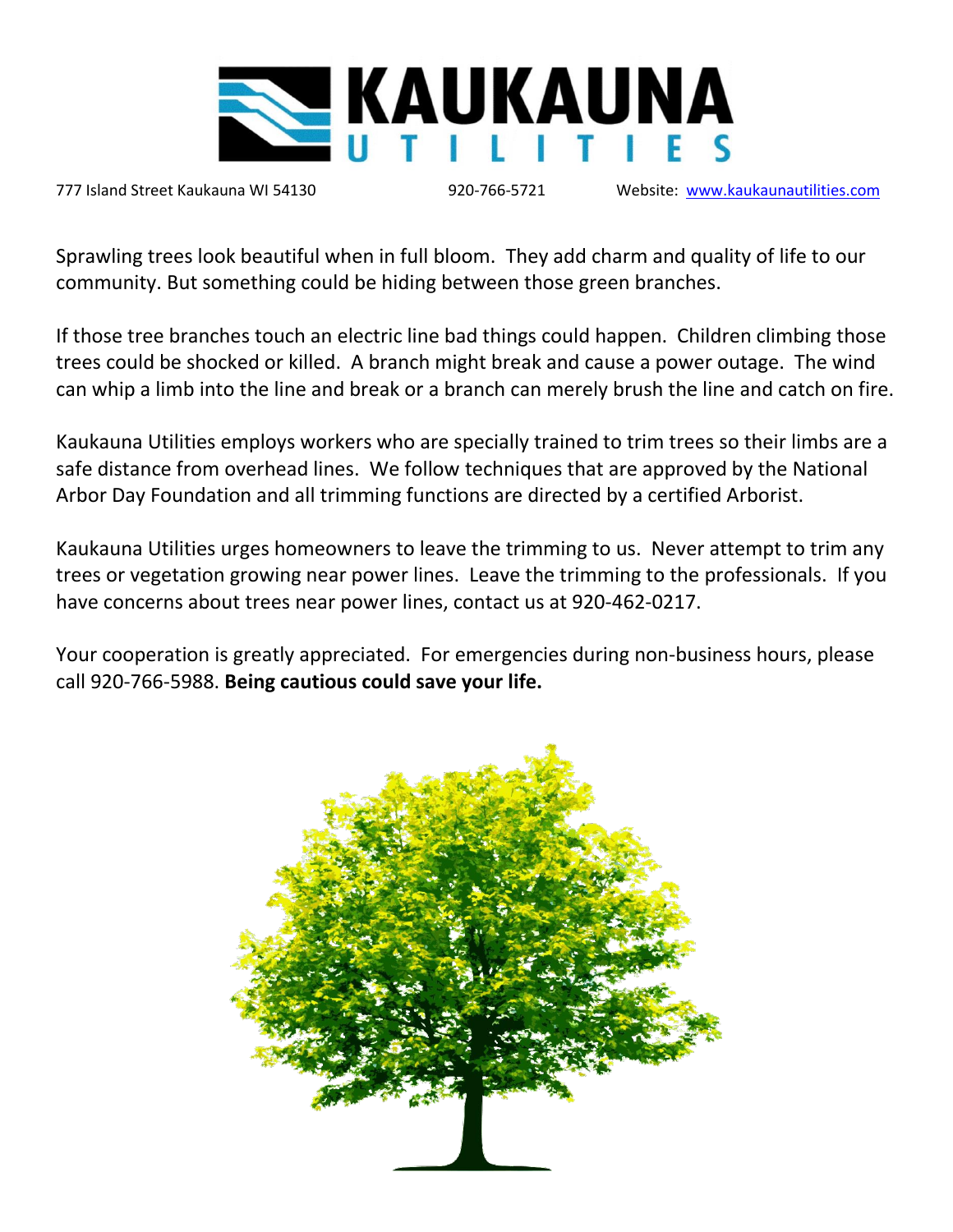# KAUKAUNA UTILITIES

777 Island Street Kaukauna WI 54130 | 920-766-5721 | Website: www.kaukaunautilities.com

Sprawling trees look beautiful when in full bloom. They add charm and quality of life to our community. But something could be hiding between those green branches.

If those tree branches touch an electric line bad things could happen. Children climbing those trees could be shocked or killed. A branch might break and cause a power outage. The wind can whip a limb into the line and break or a branch can merely brush the line and catch on fire.

Kaukauna Utilities employs workers who are specially trained to trim trees so their limbs are a safe distance from overhead lines. We follow techniques that are approved by the National Arbor Day Foundation and all trimming functions are directed by a certified Arborist.

Kaukauna Utilities urges homeowners to leave the trimming to us. Never attempt to trim any trees or vegetation growing near power lines. Leave the trimming to the professionals. If you have concerns about trees near power lines, contact us at 920-462-0217.

Your cooperation is greatly appreciated. For emergencies during non-business hours, please call 920-766-5988. **Being cautious could save your life.**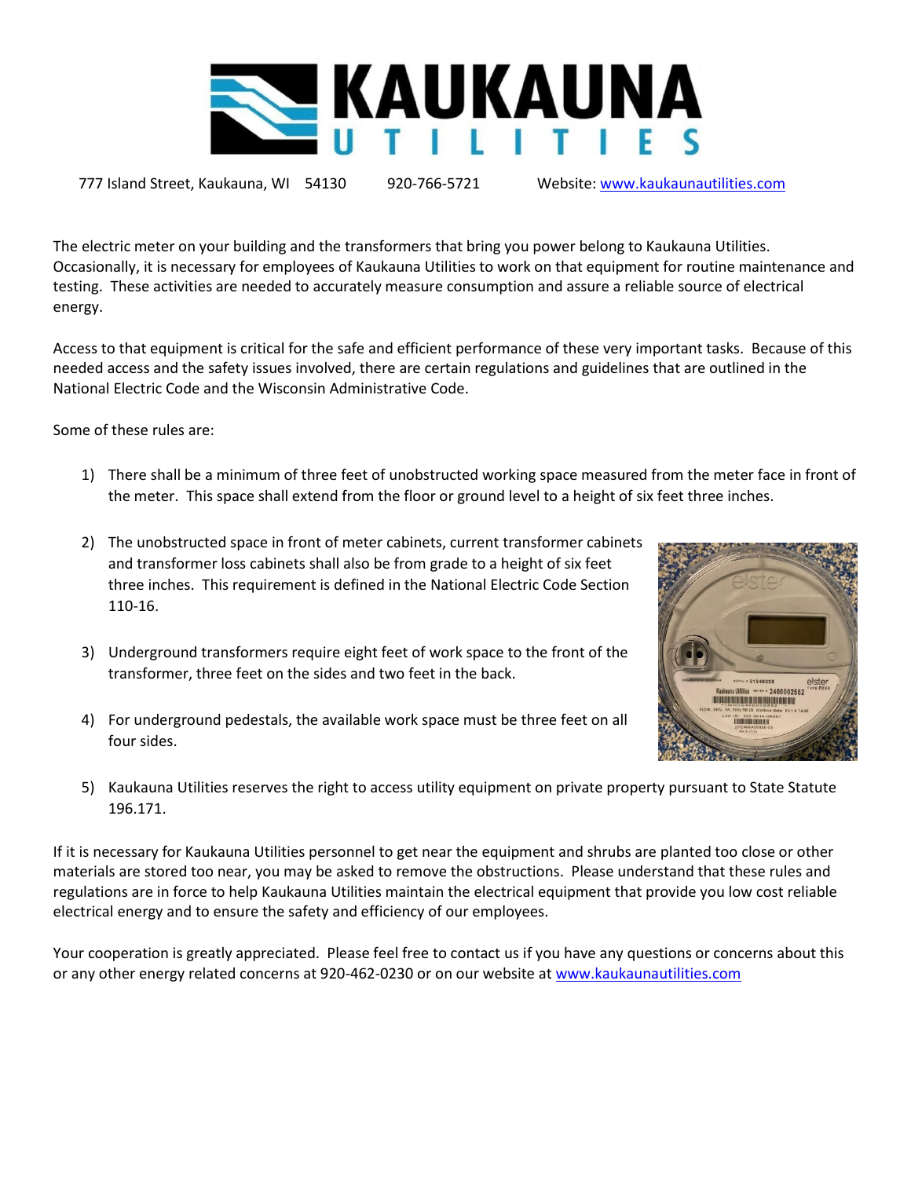# KAUKAUNA UTILITIES

777 Island Street, Kaukauna, WI 54130    920-766-5721    Website: www.kaukaunautilities.com

The electric meter on your building and the transformers that bring you power belong to Kaukauna Utilities. Occasionally, it is necessary for employees of Kaukauna Utilities to work on that equipment for routine maintenance and testing. These activities are needed to accurately measure consumption and assure a reliable source of electrical energy.

Access to that equipment is critical for the safe and efficient performance of these very important tasks. Because of this needed access and the safety issues involved, there are certain regulations and guidelines that are outlined in the National Electric Code and the Wisconsin Administrative Code.

Some of these rules are:

1) There shall be a minimum of three feet of unobstructed working space measured from the meter face in front of the meter. This space shall extend from the floor or ground level to a height of six feet three inches.

2) The unobstructed space in front of meter cabinets, current transformer cabinets and transformer loss cabinets shall also be from grade to a height of six feet three inches. This requirement is defined in the National Electric Code Section 110-16.

3) Underground transformers require eight feet of work space to the front of the transformer, three feet on the sides and two feet in the back.

4) For underground pedestals, the available work space must be three feet on all four sides.

5) Kaukauna Utilities reserves the right to access utility equipment on private property pursuant to State Statute 196.171.

If it is necessary for Kaukauna Utilities personnel to get near the equipment and shrubs are planted too close or other materials are stored too near, you may be asked to remove the obstructions. Please understand that these rules and regulations are in force to help Kaukauna Utilities maintain the electrical equipment that provide you low cost reliable electrical energy and to ensure the safety and efficiency of our employees.

Your cooperation is greatly appreciated. Please feel free to contact us if you have any questions or concerns about this or any other energy related concerns at 920-462-0230 or on our website at www.kaukaunautilities.com